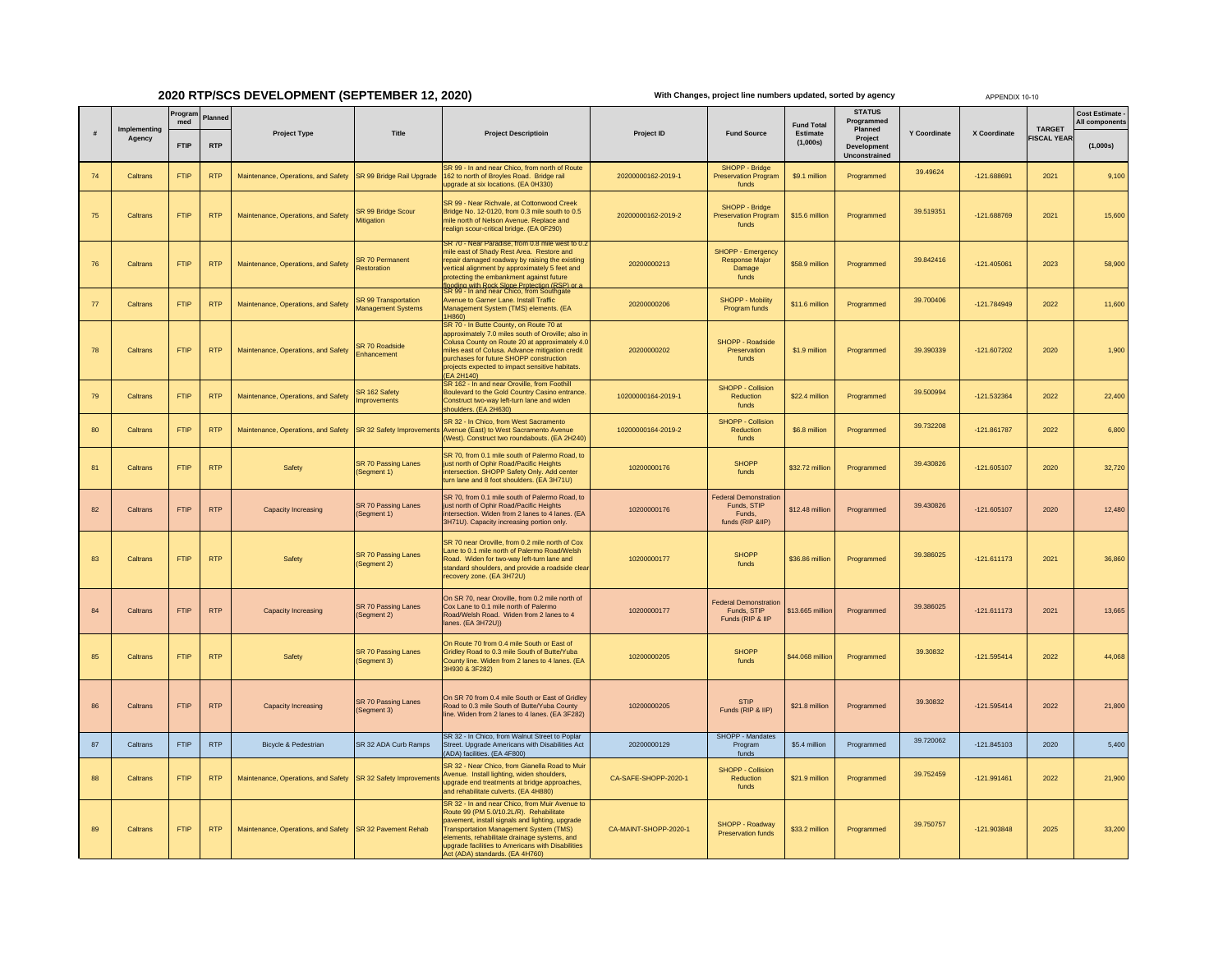# 2020 RTP/SCS DEVELOPMENT (SEPTEMBER 12, 2020)

**With Changes, project line numbers updated, sorted by agency**

APPENDIX 10-10

| # | Implementing Agency | Programmed | Planned | Project Type | Title | Project Descriptioin | Project ID | Fund Source | Fund Total Estimate (1,000s) | STATUS Programmed Planned Project Development Unconstrained | Y Coordinate | X Coordinate | TARGET FISCAL YEAR | Cost Estimate - All components |
|---|---|---|---|---|---|---|---|---|---|---|---|---|---|---|
| | | FTIP | RTP | | | | | | | | | | | (1,000s) |
| 74 | Caltrans | FTIP | RTP | Maintenance, Operations, and Safety | SR 99 Bridge Rail Upgrade | SR 99 - In and near Chico, from north of Route 162 to north of Broyles Road. Bridge rail upgrade at six locations. (EA 0H330) | 20200000162-2019-1 | SHOPP - Bridge Preservation Program funds | $9.1 million | Programmed | 39.49624 | -121.688691 | 2021 | 9,100 |
| 75 | Caltrans | FTIP | RTP | Maintenance, Operations, and Safety | SR 99 Bridge Scour Mitigation | SR 99 - Near Richvale, at Cottonwood Creek Bridge No. 12-0120, from 0.3 mile south to 0.5 mile north of Nelson Avenue. Replace and realign scour-critical bridge. (EA 0F290) | 20200000162-2019-2 | SHOPP - Bridge Preservation Program funds | $15.6 million | Programmed | 39.519351 | -121.688769 | 2021 | 15,600 |
| 76 | Caltrans | FTIP | RTP | Maintenance, Operations, and Safety | SR 70 Permanent Restoration | SR 70 - Near Paradise, from 0.8 mile west to 0.2 mile east of Shady Rest Area. Restore and repair damaged roadway by raising the existing vertical alignment by approximately 5 feet and protecting the embankment against future flooding with Rock Slope Protection (RSP) or a | 20200000213 | SHOPP - Emergency Response Major Damage funds | $58.9 million | Programmed | 39.842416 | -121.405061 | 2023 | 58,900 |
| 77 | Caltrans | FTIP | RTP | Maintenance, Operations, and Safety | SR 99 Transportation Management Systems | SR 99 - In and near Chico, from Southgate Avenue to Garner Lane. Install Traffic Management System (TMS) elements. (EA 1H860) | 20200000206 | SHOPP - Mobility Program funds | $11.6 million | Programmed | 39.700406 | -121.784949 | 2022 | 11,600 |
| 78 | Caltrans | FTIP | RTP | Maintenance, Operations, and Safety | SR 70 Roadside Enhancement | SR 70 - In Butte County, on Route 70 at approximately 7.0 miles south of Oroville; also in Colusa County on Route 20 at approximately 4.0 miles east of Colusa. Advance mitigation credit purchases for future SHOPP construction projects expected to impact sensitive habitats. (EA 2H140) | 20200000202 | SHOPP - Roadside Preservation funds | $1.9 million | Programmed | 39.390339 | -121.607202 | 2020 | 1,900 |
| 79 | Caltrans | FTIP | RTP | Maintenance, Operations, and Safety | SR 162 Safety Improvements | SR 162 - In and near Oroville, from Foothill Boulevard to the Gold Country Casino entrance. Construct two-way left-turn lane and widen shoulders. (EA 2H630) | 10200000164-2019-1 | SHOPP - Collision Reduction funds | $22.4 million | Programmed | 39.500994 | -121.532364 | 2022 | 22,400 |
| 80 | Caltrans | FTIP | RTP | Maintenance, Operations, and Safety | SR 32 Safety Improvements | SR 32 - In Chico, from West Sacramento Avenue (East) to West Sacramento Avenue (West). Construct two roundabouts. (EA 2H240) | 10200000164-2019-2 | SHOPP - Collision Reduction funds | $6.8 million | Programmed | 39.732208 | -121.861787 | 2022 | 6,800 |
| 81 | Caltrans | FTIP | RTP | Safety | SR 70 Passing Lanes (Segment 1) | SR 70, from 0.1 mile south of Palermo Road, to just north of Ophir Road/Pacific Heights intersection. SHOPP Safety Only. Add center turn lane and 8 foot shoulders. (EA 3H71U) | 10200000176 | SHOPP funds | $32.72 million | Programmed | 39.430826 | -121.605107 | 2020 | 32,720 |
| 82 | Caltrans | FTIP | RTP | Capacity Increasing | SR 70 Passing Lanes (Segment 1) | SR 70, from 0.1 mile south of Palermo Road, to just north of Ophir Road/Pacific Heights intersection. Widen from 2 lanes to 4 lanes. (EA 3H71U). Capacity increasing portion only. | 10200000176 | Federal Demonstration Funds, STIP Funds, funds (RIP &IIP) | $12.48 million | Programmed | 39.430826 | -121.605107 | 2020 | 12,480 |
| 83 | Caltrans | FTIP | RTP | Safety | SR 70 Passing Lanes (Segment 2) | SR 70 near Oroville, from 0.2 mile north of Cox Lane to 0.1 mile north of Palermo Road/Welsh Road. Widen for two-way left-turn lane and standard shoulders, and provide a roadside clear recovery zone. (EA 3H72U) | 10200000177 | SHOPP funds | $36.86 million | Programmed | 39.386025 | -121.611173 | 2021 | 36,860 |
| 84 | Caltrans | FTIP | RTP | Capacity Increasing | SR 70 Passing Lanes (Segment 2) | On SR 70, near Oroville, from 0.2 mile north of Cox Lane to 0.1 mile north of Palermo Road/Welsh Road. Widen from 2 lanes to 4 lanes. (EA 3H72U)) | 10200000177 | Federal Demonstration Funds, STIP Funds (RIP & IIP | $13.665 million | Programmed | 39.386025 | -121.611173 | 2021 | 13,665 |
| 85 | Caltrans | FTIP | RTP | Safety | SR 70 Passing Lanes (Segment 3) | On Route 70 from 0.4 mile South or East of Gridley Road to 0.3 mile South of Butte/Yuba County line. Widen from 2 lanes to 4 lanes. (EA 3H930 & 3F282) | 10200000205 | SHOPP funds | $44.068 million | Programmed | 39.30832 | -121.595414 | 2022 | 44,068 |
| 86 | Caltrans | FTIP | RTP | Capacity Increasing | SR 70 Passing Lanes (Segment 3) | On SR 70 from 0.4 mile South or East of Gridley Road to 0.3 mile South of Butte/Yuba County line. Widen from 2 lanes to 4 lanes. (EA 3F282) | 10200000205 | STIP Funds (RIP & IIP) | $21.8 million | Programmed | 39.30832 | -121.595414 | 2022 | 21,800 |
| 87 | Caltrans | FTIP | RTP | Bicycle & Pedestrian | SR 32 ADA Curb Ramps | SR 32 - In Chico, from Walnut Street to Poplar Street. Upgrade Americans with Disabilities Act (ADA) facilities. (EA 4F800) | 20200000129 | SHOPP - Mandates Program funds | $5.4 million | Programmed | 39.720062 | -121.845103 | 2020 | 5,400 |
| 88 | Caltrans | FTIP | RTP | Maintenance, Operations, and Safety | SR 32 Safety Improvements | SR 32 - Near Chico, from Gianella Road to Muir Avenue. Install lighting, widen shoulders, upgrade end treatments at bridge approaches, and rehabilitate culverts. (EA 4H880) | CA-SAFE-SHOPP-2020-1 | SHOPP - Collision Reduction funds | $21.9 million | Programmed | 39.752459 | -121.991461 | 2022 | 21,900 |
| 89 | Caltrans | FTIP | RTP | Maintenance, Operations, and Safety | SR 32 Pavement Rehab | SR 32 - In and near Chico, from Muir Avenue to Route 99 (PM 5.0/10.2L/R). Rehabilitate pavement, install signals and lighting, upgrade Transportation Management System (TMS) elements, rehabilitate drainage systems, and upgrade facilities to Americans with Disabilities Act (ADA) standards. (EA 4H760) | CA-MAINT-SHOPP-2020-1 | SHOPP - Roadway Preservation funds | $33.2 million | Programmed | 39.750757 | -121.903848 | 2025 | 33,200 |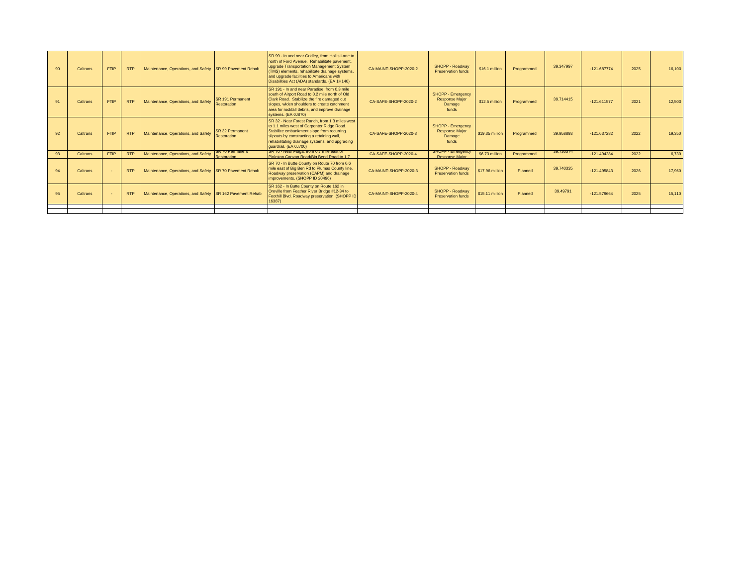| | | | | | | | | | | | | | | |
|---|---|---|---|---|---|---|---|---|---|---|---|---|---|---|
| 90 | Caltrans | FTIP | RTP | Maintenance, Operations, and Safety | SR 99 Pavement Rehab | SR 99 - In and near Gridley, from Hollis Lane to north of Ford Avenue. Rehabilitate pavement, upgrade Transportation Management System (TMS) elements, rehabilitate drainage systems, and upgrade facilities to Americans with Disabilities Act (ADA) standards. (EA 1H140) | CA-MAINT-SHOPP-2020-2 | SHOPP - Roadway Preservation funds | $16.1 million | Programmed | 39.347997 | -121.687774 | 2025 | 16,100 |
| 91 | Caltrans | FTIP | RTP | Maintenance, Operations, and Safety | SR 191 Permanent Restoration | SR 191 - In and near Paradise, from 0.3 mile south of Airport Road to 0.2 mile north of Old Clark Road. Stabilize the fire damaged cut slopes, widen shoulders to create catchment area for rockfall debris, and improve drainage systems. (EA 0J870) | CA-SAFE-SHOPP-2020-2 | SHOPP - Emergency Response Major Damage funds | $12.5 million | Programmed | 39.714415 | -121.611577 | 2021 | 12,500 |
| 92 | Caltrans | FTIP | RTP | Maintenance, Operations, and Safety | SR 32 Permanent Restoration | SR 32 - Near Forest Ranch, from 1.3 miles west to 1.1 miles west of Carpenter Ridge Road. Stabilize embankment slope from recurring slipouts by constructing a retaining wall, rehabilitating drainage systems, and upgrading guardrail. (EA 0J700) | CA-SAFE-SHOPP-2020-3 | SHOPP - Emergency Response Major Damage funds | $19.35 million | Programmed | 39.958893 | -121.637282 | 2022 | 19,350 |
| 93 | Caltrans | FTIP | RTP | Maintenance, Operations, and Safety | SR 70 Permanent Restoration | SR 70 - Near Pulga, from 0.7 mile east of Pinkston Canyon Road/Big Bend Road to 1.7 | CA-SAFE-SHOPP-2020-4 | SHOPP - Emergency Response Major | $6.73 million | Programmed | 39.730574 | -121.494284 | 2022 | 6,730 |
| 94 | Caltrans | - | RTP | Maintenance, Operations, and Safety | SR 70 Pavement Rehab | SR 70 - In Butte County on Route 70 from 0.6 mile east of Big Ben Rd to Plumas County line. Roadway preservation (CAPM) and drainage improvements. (SHOPP ID 20496) | CA-MAINT-SHOPP-2020-3 | SHOPP - Roadway Preservation funds | $17.96 million | Planned | 39.740335 | -121.495843 | 2026 | 17,960 |
| 95 | Caltrans | - | RTP | Maintenance, Operations, and Safety | SR 162 Pavement Rehab | SR 162 - In Butte County on Route 162 in Oroville from Feather River Bridge #12-34 to Foothill Blvd. Roadway preservation. (SHOPP ID 16387) | CA-MAINT-SHOPP-2020-4 | SHOPP - Roadway Preservation funds | $15.11 million | Planned | 39.49791 | -121.579664 | 2025 | 15,110 |